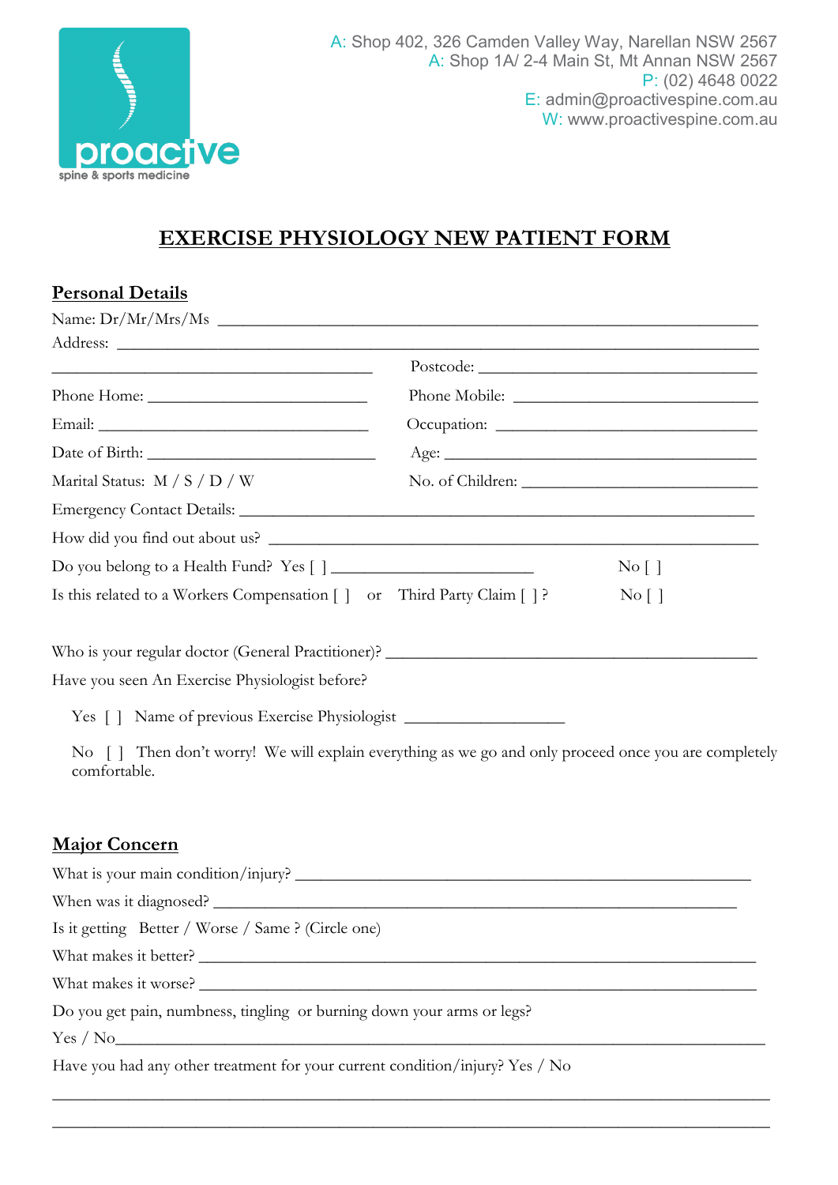proactive
spine & sports medicine

A: Shop 402, 326 Camden Valley Way, Narellan NSW 2567
A: Shop 1A/ 2-4 Main St, Mt Annan NSW 2567
P: (02) 4648 0022
E: admin@proactivespine.com.au
W: www.proactivespine.com.au

# EXERCISE PHYSIOLOGY NEW PATIENT FORM

## Personal Details

Name: Dr/Mr/Mrs/Ms ______________________________________________

Address: ______________________________________________

______________________________ Postcode: ______________________

Phone Home: ____________________ Phone Mobile: ____________________

Email: ____________________ Occupation: ____________________

Date of Birth: ____________________ Age: ____________________

Marital Status: M / S / D / W No. of Children: ____________________

Emergency Contact Details: ______________________________________________

How did you find out about us? ______________________________________________

Do you belong to a Health Fund? Yes [ ] ____________________ No [ ]

Is this related to a Workers Compensation [ ] or Third Party Claim [ ] ? No [ ]

Who is your regular doctor (General Practitioner)? ______________________________

Have you seen An Exercise Physiologist before?

Yes [ ] Name of previous Exercise Physiologist ____________________

No [ ] Then don't worry! We will explain everything as we go and only proceed once you are completely comfortable.

## Major Concern

What is your main condition/injury? ______________________________________________

When was it diagnosed? ______________________________________________

Is it getting Better / Worse / Same ? (Circle one)

What makes it better? ______________________________________________

What makes it worse? ______________________________________________

Do you get pain, numbness, tingling or burning down your arms or legs?

Yes / No______________________________________________

Have you had any other treatment for your current condition/injury? Yes / No

______________________________________________

______________________________________________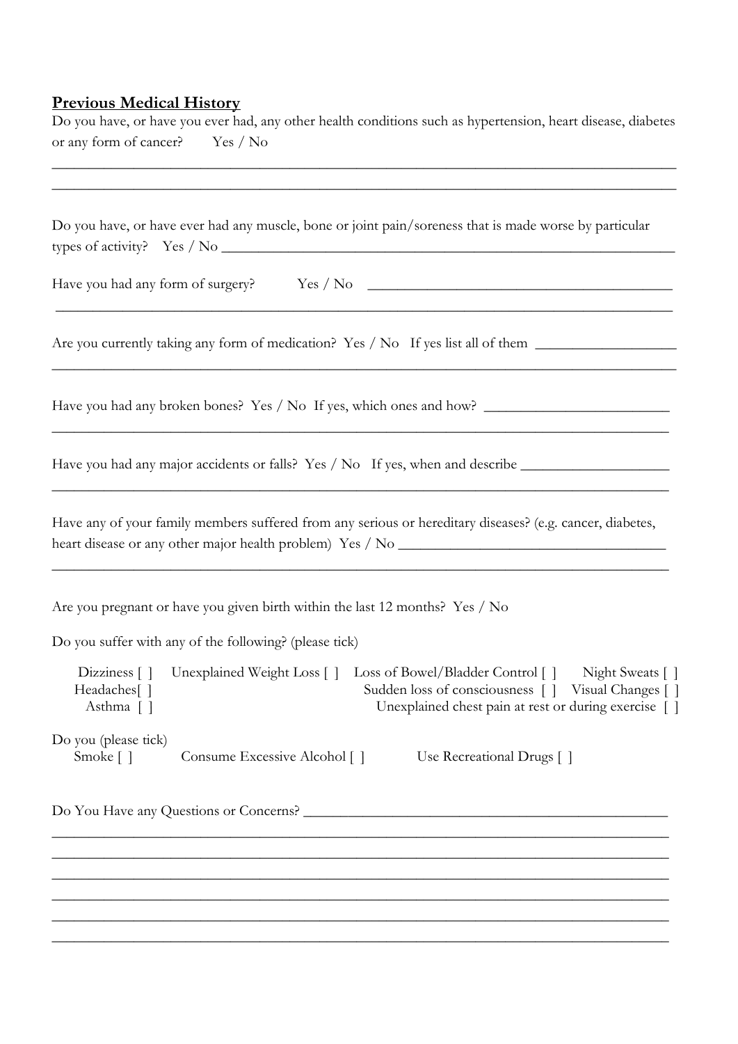## Previous Medical History

Do you have, or have you ever had, any other health conditions such as hypertension, heart disease, diabetes or any form of cancer? Yes / No

_______________________________________________________________________________________

_______________________________________________________________________________________

Do you have, or have ever had any muscle, bone or joint pain/soreness that is made worse by particular types of activity? Yes / No _______________________________________________________________

Have you had any form of surgery? Yes / No ________________________________________

_______________________________________________________________________________________

Are you currently taking any form of medication? Yes / No If yes list all of them __________________

_______________________________________________________________________________________

Have you had any broken bones? Yes / No If yes, which ones and how? _________________________

_______________________________________________________________________________________

Have you had any major accidents or falls? Yes / No If yes, when and describe ___________________

_______________________________________________________________________________________

Have any of your family members suffered from any serious or hereditary diseases? (e.g. cancer, diabetes, heart disease or any other major health problem) Yes / No ___________________________________

_______________________________________________________________________________________

Are you pregnant or have you given birth within the last 12 months? Yes / No

Do you suffer with any of the following? (please tick)

Dizziness [ ] Unexplained Weight Loss [ ] Loss of Bowel/Bladder Control [ ] Night Sweats [ ]
Headaches[ ] Sudden loss of consciousness [ ] Visual Changes [ ]
Asthma [ ] Unexplained chest pain at rest or during exercise [ ]

Do you (please tick)
Smoke [ ] Consume Excessive Alcohol [ ] Use Recreational Drugs [ ]

Do You Have any Questions or Concerns? ________________________________________________

_______________________________________________________________________________________

_______________________________________________________________________________________

_______________________________________________________________________________________

_______________________________________________________________________________________

_______________________________________________________________________________________

_______________________________________________________________________________________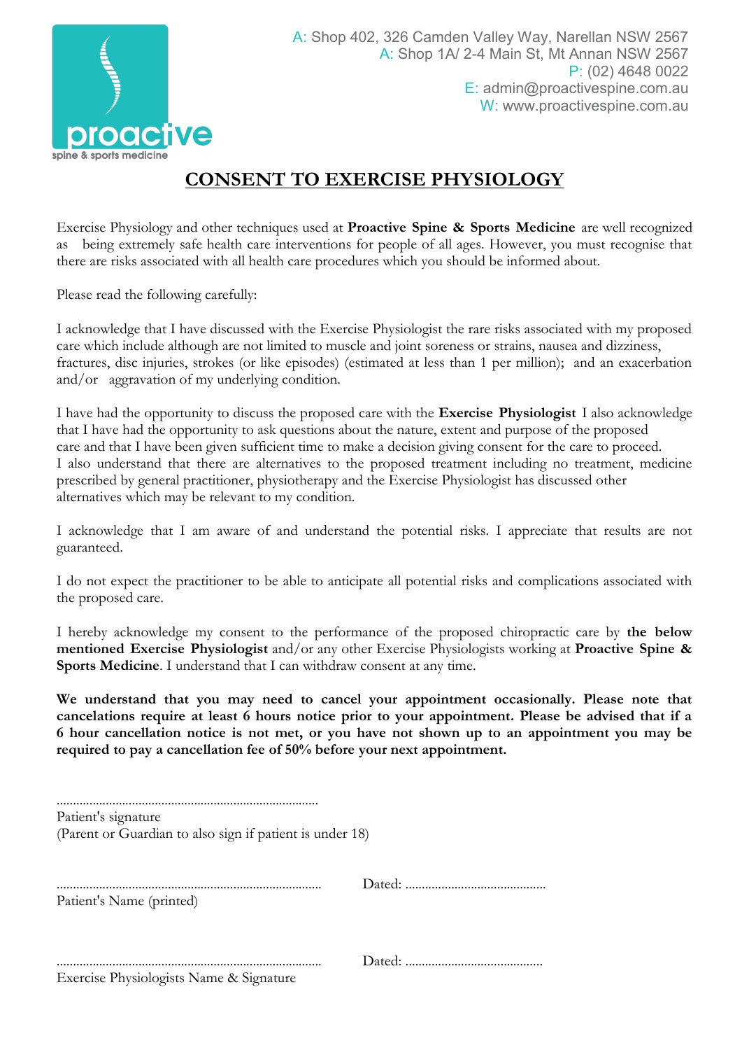proactive

spine & sports medicine

A: Shop 402, 326 Camden Valley Way, Narellan NSW 2567
A: Shop 1A/ 2-4 Main St, Mt Annan NSW 2567
P: (02) 4648 0022
E: admin@proactivespine.com.au
W: www.proactivespine.com.au

# CONSENT TO EXERCISE PHYSIOLOGY

Exercise Physiology and other techniques used at **Proactive Spine & Sports Medicine** are well recognized as being extremely safe health care interventions for people of all ages. However, you must recognise that there are risks associated with all health care procedures which you should be informed about.

Please read the following carefully:

I acknowledge that I have discussed with the Exercise Physiologist the rare risks associated with my proposed care which include although are not limited to muscle and joint soreness or strains, nausea and dizziness, fractures, disc injuries, strokes (or like episodes) (estimated at less than 1 per million); and an exacerbation and/or aggravation of my underlying condition.

I have had the opportunity to discuss the proposed care with the **Exercise Physiologist** I also acknowledge that I have had the opportunity to ask questions about the nature, extent and purpose of the proposed care and that I have been given sufficient time to make a decision giving consent for the care to proceed. I also understand that there are alternatives to the proposed treatment including no treatment, medicine prescribed by general practitioner, physiotherapy and the Exercise Physiologist has discussed other alternatives which may be relevant to my condition.

I acknowledge that I am aware of and understand the potential risks. I appreciate that results are not guaranteed.

I do not expect the practitioner to be able to anticipate all potential risks and complications associated with the proposed care.

I hereby acknowledge my consent to the performance of the proposed chiropractic care by **the below mentioned Exercise Physiologist** and/or any other Exercise Physiologists working at **Proactive Spine & Sports Medicine**. I understand that I can withdraw consent at any time.

**We understand that you may need to cancel your appointment occasionally. Please note that cancelations require at least 6 hours notice prior to your appointment. Please be advised that if a 6 hour cancellation notice is not met, or you have not shown up to an appointment you may be required to pay a cancellation fee of 50% before your next appointment.**

...............................................................................
Patient's signature
(Parent or Guardian to also sign if patient is under 18)

............................................................................... Dated: ..........................................
Patient's Name (printed)

............................................................................... Dated: ..........................................
Exercise Physiologists Name & Signature